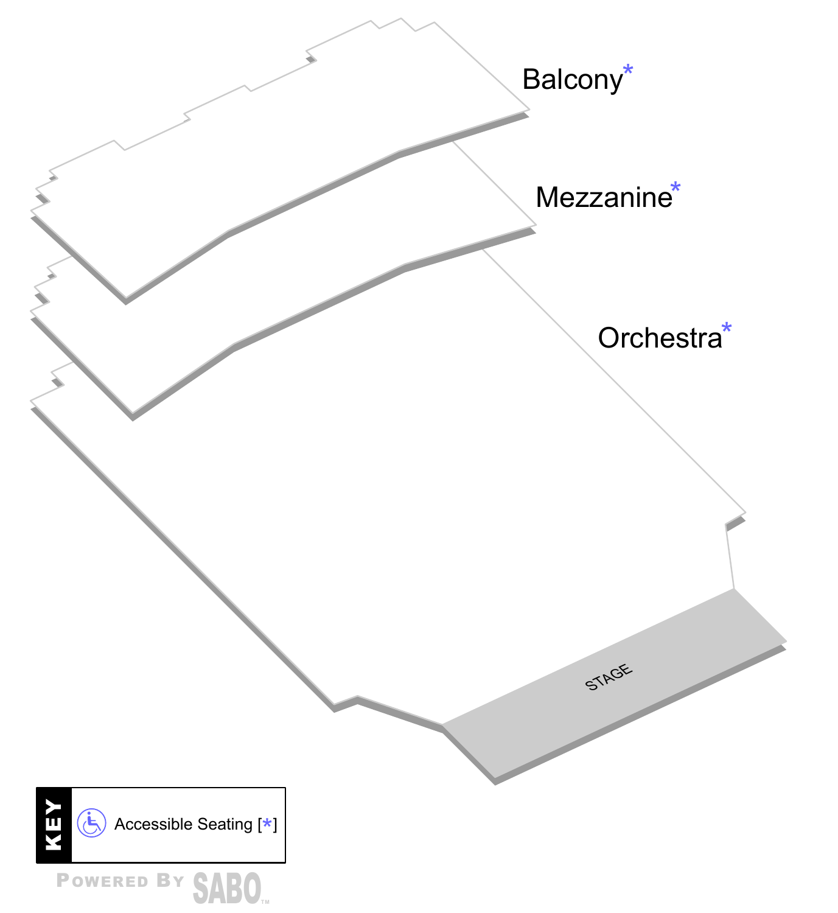Balcony*

Mezzanine*

Orchestra*

STAGE

**KEY**

Accessible Seating [*]

Powered By SABO™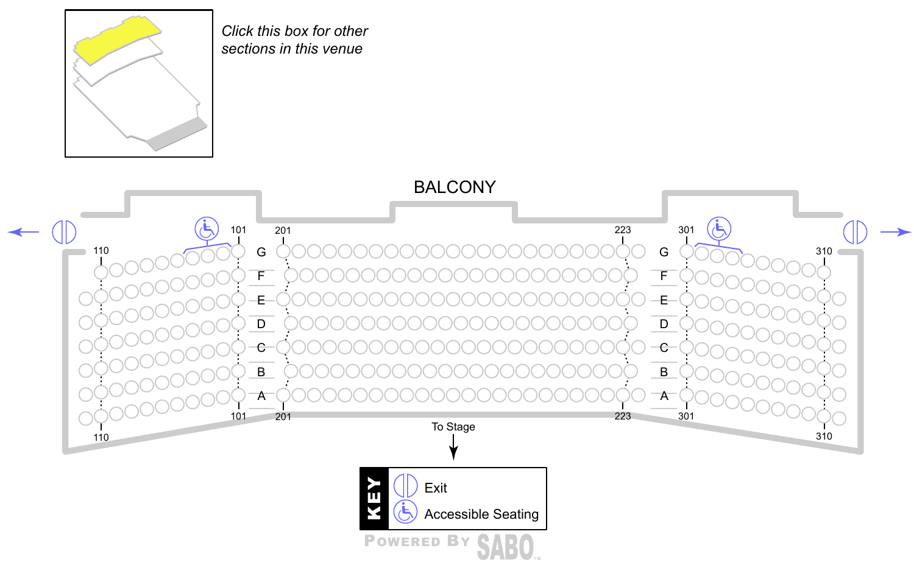*Click this box for other sections in this venue*

# BALCONY

| | | | | | | | |
|---|---|---|---|---|---|---|---|
| 110 | 101 | | 201 | 223 | | 301 | 310 |
| | | G | | | G | | |
| | | F | | | F | | |
| | | E | | | E | | |
| | | D | | | D | | |
| | | C | | | C | | |
| | | B | | | B | | |
| | | A | | | A | | |
| 110 | 101 | | 201 | 223 | | 301 | 310 |

To Stage

**KEY**

- Exit
- Accessible Seating

POWERED BY SABO™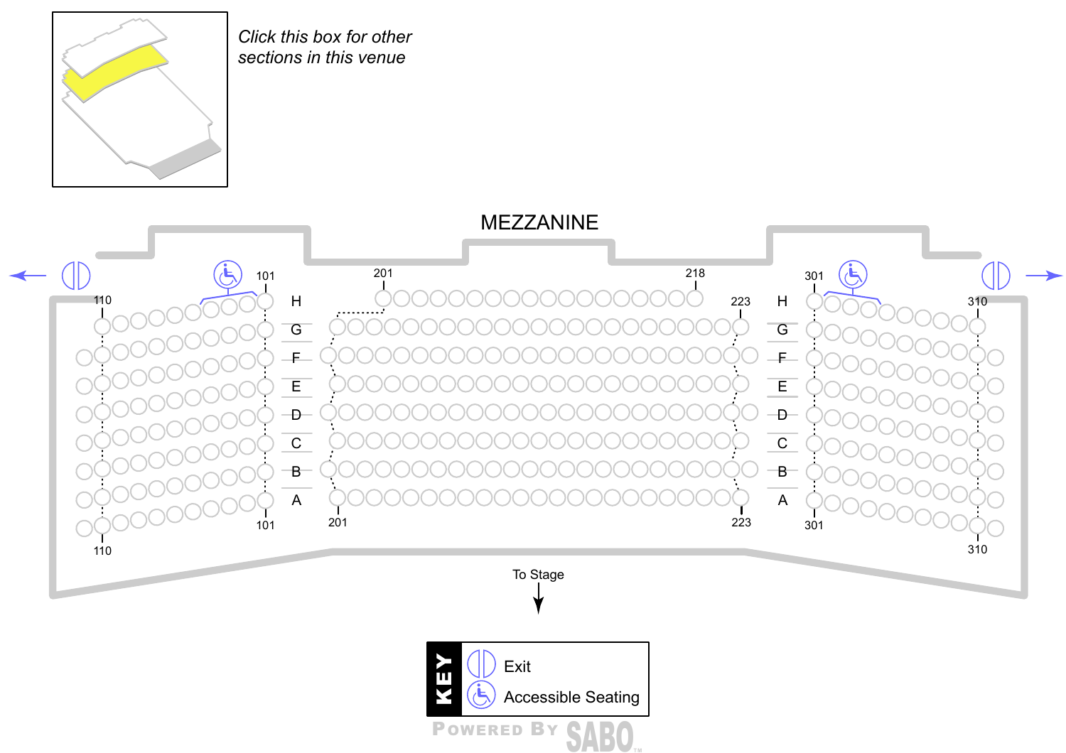*Click this box for other sections in this venue*

# MEZZANINE

110 101 201 218 223 301 310

H
G
F
E
D
C
B
A

110 101 201 223 301 310

To Stage

**KEY**

Exit

Accessible Seating

POWERED BY SABO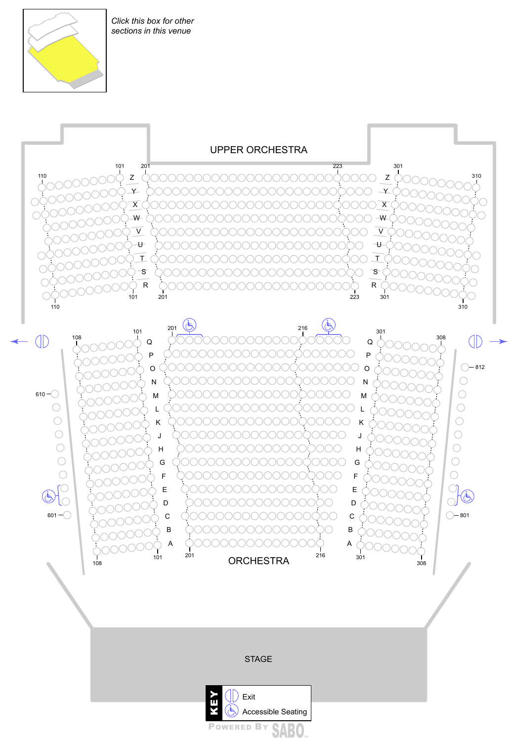*Click this box for other sections in this venue*

UPPER ORCHESTRA

101 201 223 301
110 310
Z Y X W V U T S R
101 201 223 301
110 310

108 101 201 216 301 308
Q P O N M L K J H G F E D C B A
610 601 812 801
108 101 201 216 301 308

ORCHESTRA

STAGE

KEY
Exit
Accessible Seating

POWERED BY SABO